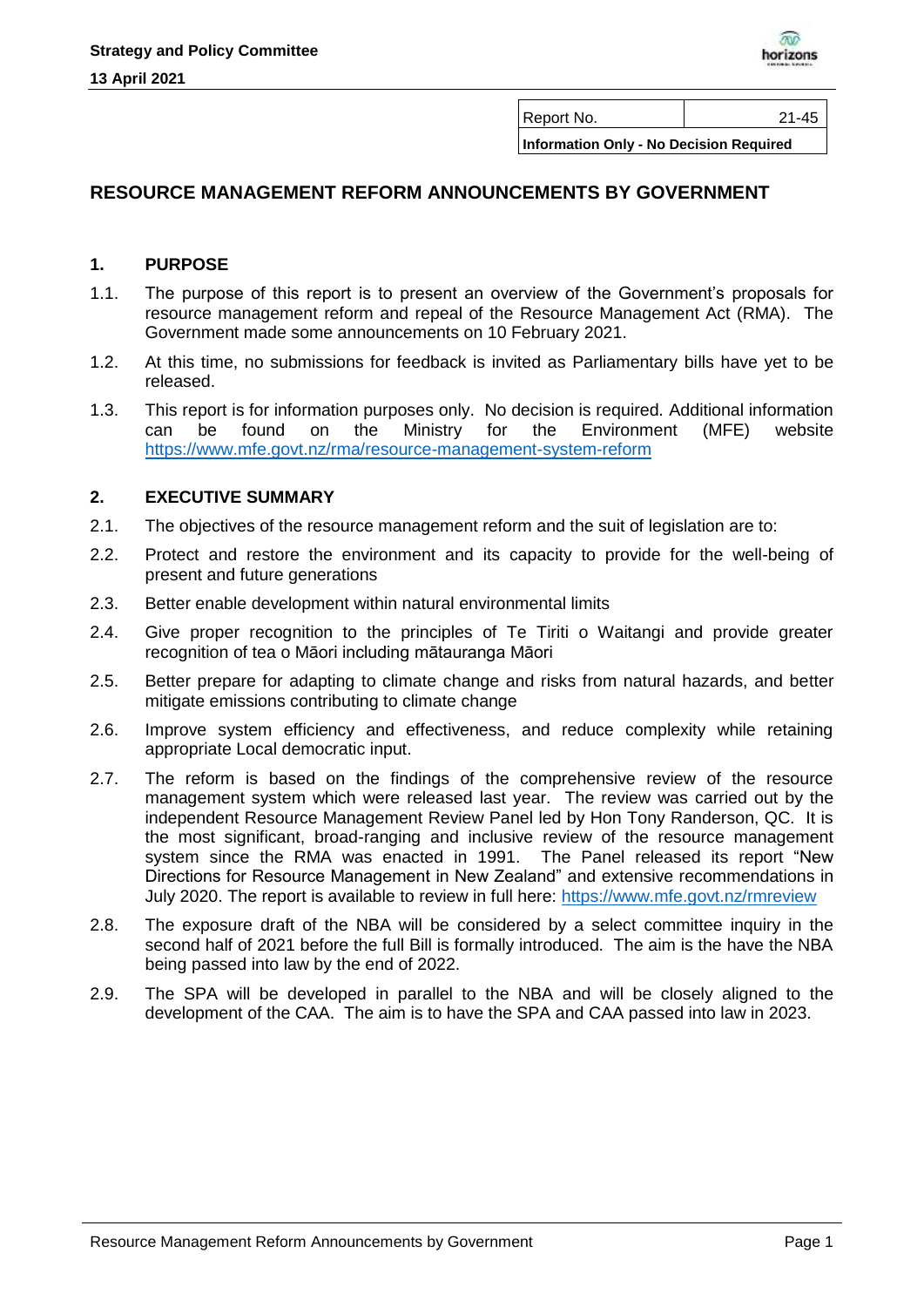**Strategy and Policy Committee**

**13 April 2021**

| Report No. | 21-45 |
|---|---|
| **Information Only - No Decision Required** | |

## RESOURCE MANAGEMENT REFORM ANNOUNCEMENTS BY GOVERNMENT

### 1. PURPOSE

1.1. The purpose of this report is to present an overview of the Government's proposals for resource management reform and repeal of the Resource Management Act (RMA). The Government made some announcements on 10 February 2021.

1.2. At this time, no submissions for feedback is invited as Parliamentary bills have yet to be released.

1.3. This report is for information purposes only. No decision is required. Additional information can be found on the Ministry for the Environment (MFE) website https://www.mfe.govt.nz/rma/resource-management-system-reform

### 2. EXECUTIVE SUMMARY

2.1. The objectives of the resource management reform and the suit of legislation are to:

2.2. Protect and restore the environment and its capacity to provide for the well-being of present and future generations

2.3. Better enable development within natural environmental limits

2.4. Give proper recognition to the principles of Te Tiriti o Waitangi and provide greater recognition of tea o Māori including mātauranga Māori

2.5. Better prepare for adapting to climate change and risks from natural hazards, and better mitigate emissions contributing to climate change

2.6. Improve system efficiency and effectiveness, and reduce complexity while retaining appropriate Local democratic input.

2.7. The reform is based on the findings of the comprehensive review of the resource management system which were released last year. The review was carried out by the independent Resource Management Review Panel led by Hon Tony Randerson, QC. It is the most significant, broad-ranging and inclusive review of the resource management system since the RMA was enacted in 1991. The Panel released its report "New Directions for Resource Management in New Zealand" and extensive recommendations in July 2020. The report is available to review in full here: https://www.mfe.govt.nz/rmreview

2.8. The exposure draft of the NBA will be considered by a select committee inquiry in the second half of 2021 before the full Bill is formally introduced. The aim is the have the NBA being passed into law by the end of 2022.

2.9. The SPA will be developed in parallel to the NBA and will be closely aligned to the development of the CAA. The aim is to have the SPA and CAA passed into law in 2023.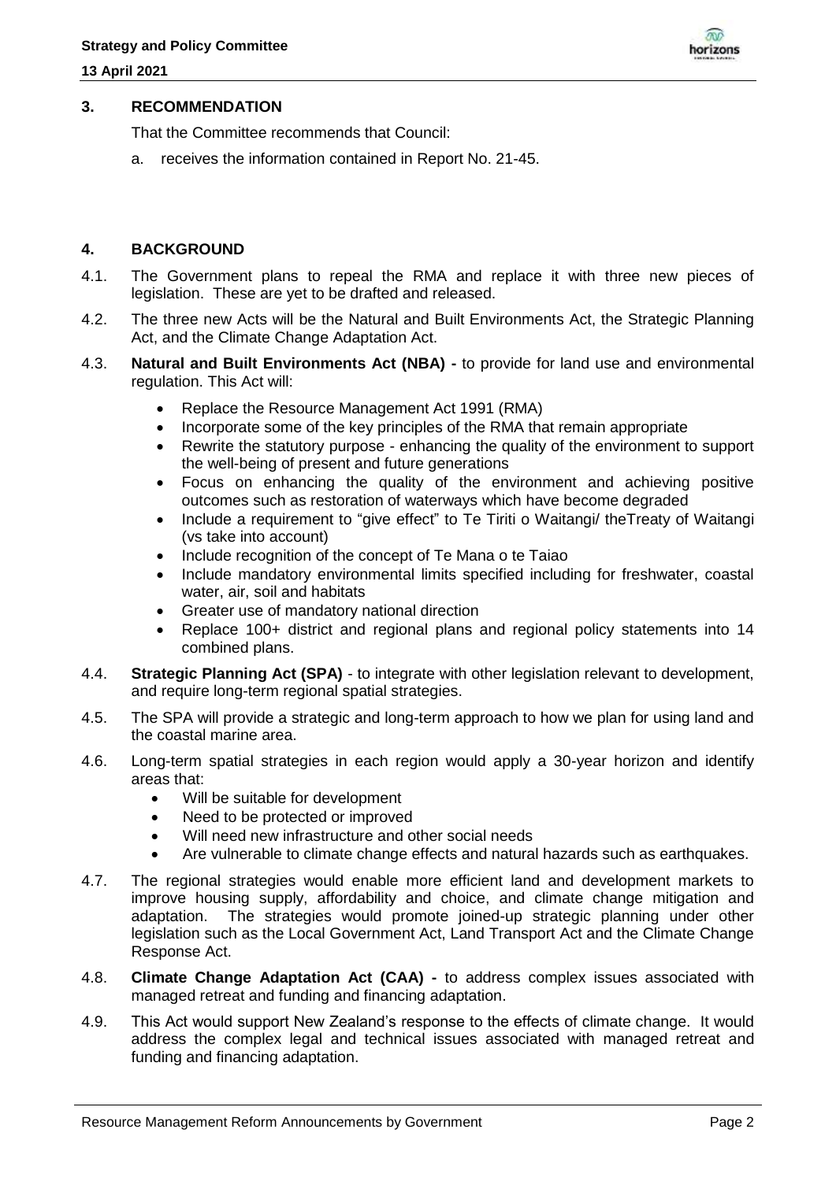## 3. RECOMMENDATION

That the Committee recommends that Council:

a. receives the information contained in Report No. 21-45.

## 4. BACKGROUND

4.1. The Government plans to repeal the RMA and replace it with three new pieces of legislation. These are yet to be drafted and released.

4.2. The three new Acts will be the Natural and Built Environments Act, the Strategic Planning Act, and the Climate Change Adaptation Act.

4.3. **Natural and Built Environments Act (NBA) -** to provide for land use and environmental regulation. This Act will:

- Replace the Resource Management Act 1991 (RMA)
- Incorporate some of the key principles of the RMA that remain appropriate
- Rewrite the statutory purpose - enhancing the quality of the environment to support the well-being of present and future generations
- Focus on enhancing the quality of the environment and achieving positive outcomes such as restoration of waterways which have become degraded
- Include a requirement to "give effect" to Te Tiriti o Waitangi/ theTreaty of Waitangi (vs take into account)
- Include recognition of the concept of Te Mana o te Taiao
- Include mandatory environmental limits specified including for freshwater, coastal water, air, soil and habitats
- Greater use of mandatory national direction
- Replace 100+ district and regional plans and regional policy statements into 14 combined plans.

4.4. **Strategic Planning Act (SPA)** - to integrate with other legislation relevant to development, and require long-term regional spatial strategies.

4.5. The SPA will provide a strategic and long-term approach to how we plan for using land and the coastal marine area.

4.6. Long-term spatial strategies in each region would apply a 30-year horizon and identify areas that:

- Will be suitable for development
- Need to be protected or improved
- Will need new infrastructure and other social needs
- Are vulnerable to climate change effects and natural hazards such as earthquakes.

4.7. The regional strategies would enable more efficient land and development markets to improve housing supply, affordability and choice, and climate change mitigation and adaptation. The strategies would promote joined-up strategic planning under other legislation such as the Local Government Act, Land Transport Act and the Climate Change Response Act.

4.8. **Climate Change Adaptation Act (CAA) -** to address complex issues associated with managed retreat and funding and financing adaptation.

4.9. This Act would support New Zealand's response to the effects of climate change. It would address the complex legal and technical issues associated with managed retreat and funding and financing adaptation.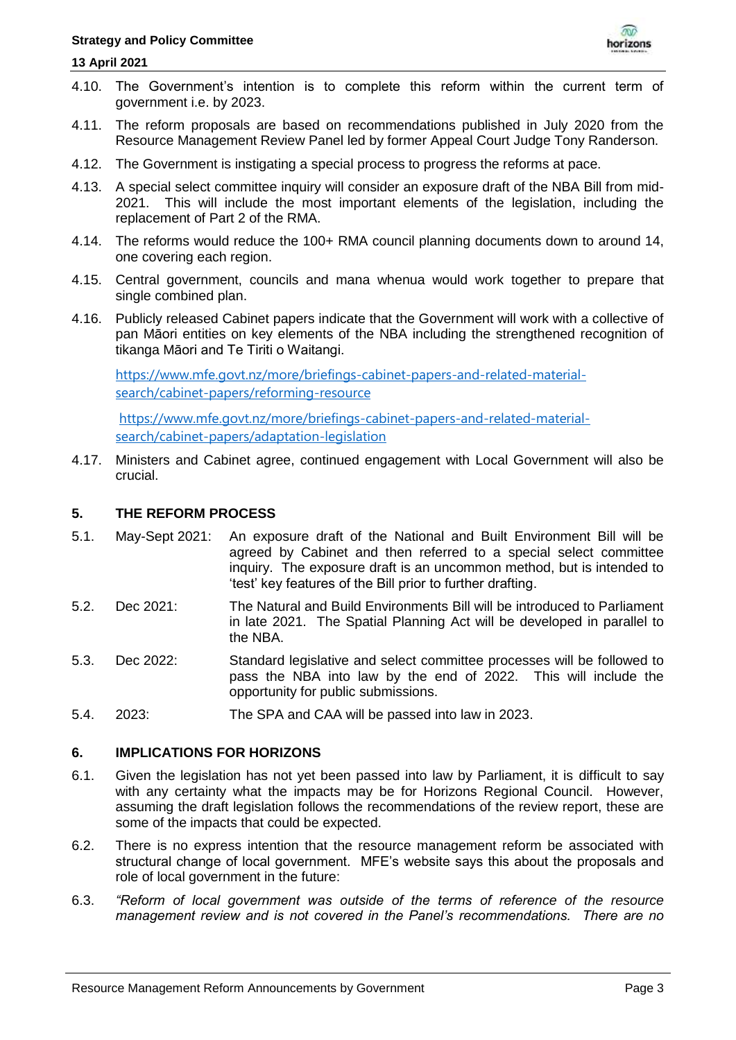4.10. The Government's intention is to complete this reform within the current term of government i.e. by 2023.

4.11. The reform proposals are based on recommendations published in July 2020 from the Resource Management Review Panel led by former Appeal Court Judge Tony Randerson.

4.12. The Government is instigating a special process to progress the reforms at pace.

4.13. A special select committee inquiry will consider an exposure draft of the NBA Bill from mid-2021. This will include the most important elements of the legislation, including the replacement of Part 2 of the RMA.

4.14. The reforms would reduce the 100+ RMA council planning documents down to around 14, one covering each region.

4.15. Central government, councils and mana whenua would work together to prepare that single combined plan.

4.16. Publicly released Cabinet papers indicate that the Government will work with a collective of pan Māori entities on key elements of the NBA including the strengthened recognition of tikanga Māori and Te Tiriti o Waitangi.

[https://www.mfe.govt.nz/more/briefings-cabinet-papers-and-related-material-search/cabinet-papers/reforming-resource](https://www.mfe.govt.nz/more/briefings-cabinet-papers-and-related-material-search/cabinet-papers/reforming-resource)

[https://www.mfe.govt.nz/more/briefings-cabinet-papers-and-related-material-search/cabinet-papers/adaptation-legislation](https://www.mfe.govt.nz/more/briefings-cabinet-papers-and-related-material-search/cabinet-papers/adaptation-legislation)

4.17. Ministers and Cabinet agree, continued engagement with Local Government will also be crucial.

## 5. THE REFORM PROCESS

5.1. May-Sept 2021: An exposure draft of the National and Built Environment Bill will be agreed by Cabinet and then referred to a special select committee inquiry. The exposure draft is an uncommon method, but is intended to 'test' key features of the Bill prior to further drafting.

5.2. Dec 2021: The Natural and Build Environments Bill will be introduced to Parliament in late 2021. The Spatial Planning Act will be developed in parallel to the NBA.

5.3. Dec 2022: Standard legislative and select committee processes will be followed to pass the NBA into law by the end of 2022. This will include the opportunity for public submissions.

5.4. 2023: The SPA and CAA will be passed into law in 2023.

## 6. IMPLICATIONS FOR HORIZONS

6.1. Given the legislation has not yet been passed into law by Parliament, it is difficult to say with any certainty what the impacts may be for Horizons Regional Council. However, assuming the draft legislation follows the recommendations of the review report, these are some of the impacts that could be expected.

6.2. There is no express intention that the resource management reform be associated with structural change of local government. MFE's website says this about the proposals and role of local government in the future:

6.3. *"Reform of local government was outside of the terms of reference of the resource management review and is not covered in the Panel's recommendations. There are no*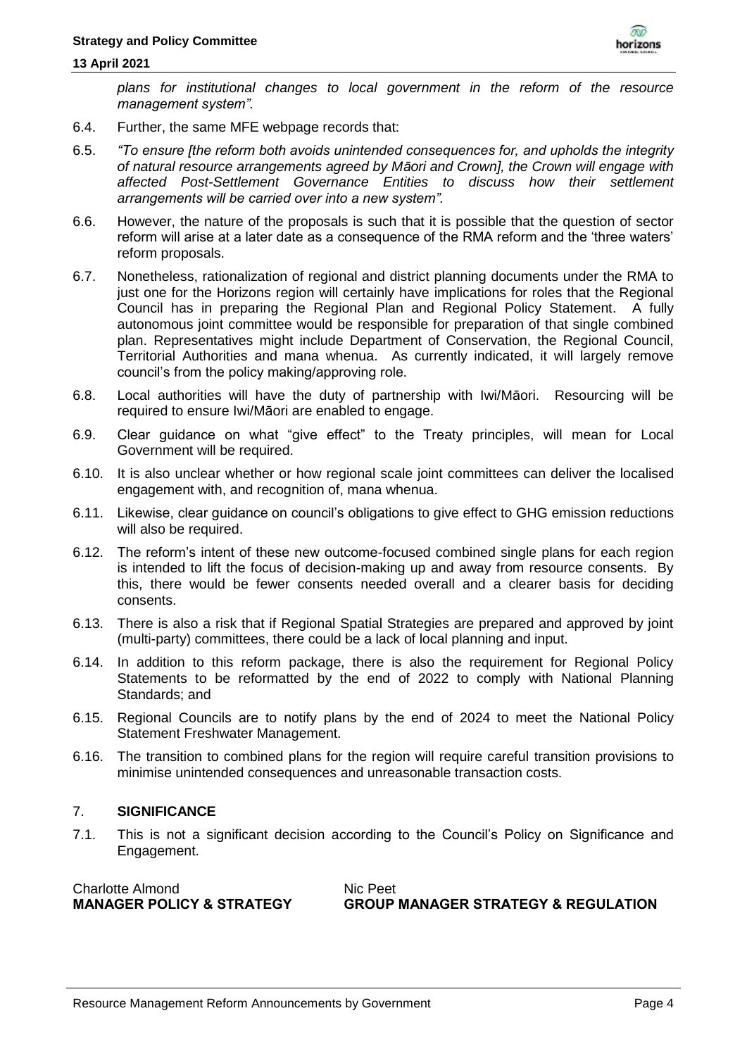*plans for institutional changes to local government in the reform of the resource management system".*

6.4. Further, the same MFE webpage records that:

6.5. *"To ensure [the reform both avoids unintended consequences for, and upholds the integrity of natural resource arrangements agreed by Māori and Crown], the Crown will engage with affected Post-Settlement Governance Entities to discuss how their settlement arrangements will be carried over into a new system".*

6.6. However, the nature of the proposals is such that it is possible that the question of sector reform will arise at a later date as a consequence of the RMA reform and the 'three waters' reform proposals.

6.7. Nonetheless, rationalization of regional and district planning documents under the RMA to just one for the Horizons region will certainly have implications for roles that the Regional Council has in preparing the Regional Plan and Regional Policy Statement. A fully autonomous joint committee would be responsible for preparation of that single combined plan. Representatives might include Department of Conservation, the Regional Council, Territorial Authorities and mana whenua. As currently indicated, it will largely remove council's from the policy making/approving role.

6.8. Local authorities will have the duty of partnership with Iwi/Māori. Resourcing will be required to ensure Iwi/Māori are enabled to engage.

6.9. Clear guidance on what "give effect" to the Treaty principles, will mean for Local Government will be required.

6.10. It is also unclear whether or how regional scale joint committees can deliver the localised engagement with, and recognition of, mana whenua.

6.11. Likewise, clear guidance on council's obligations to give effect to GHG emission reductions will also be required.

6.12. The reform's intent of these new outcome-focused combined single plans for each region is intended to lift the focus of decision-making up and away from resource consents. By this, there would be fewer consents needed overall and a clearer basis for deciding consents.

6.13. There is also a risk that if Regional Spatial Strategies are prepared and approved by joint (multi-party) committees, there could be a lack of local planning and input.

6.14. In addition to this reform package, there is also the requirement for Regional Policy Statements to be reformatted by the end of 2022 to comply with National Planning Standards; and

6.15. Regional Councils are to notify plans by the end of 2024 to meet the National Policy Statement Freshwater Management.

6.16. The transition to combined plans for the region will require careful transition provisions to minimise unintended consequences and unreasonable transaction costs.

## 7. SIGNIFICANCE

7.1. This is not a significant decision according to the Council's Policy on Significance and Engagement.

Charlotte Almond
**MANAGER POLICY & STRATEGY**

Nic Peet
**GROUP MANAGER STRATEGY & REGULATION**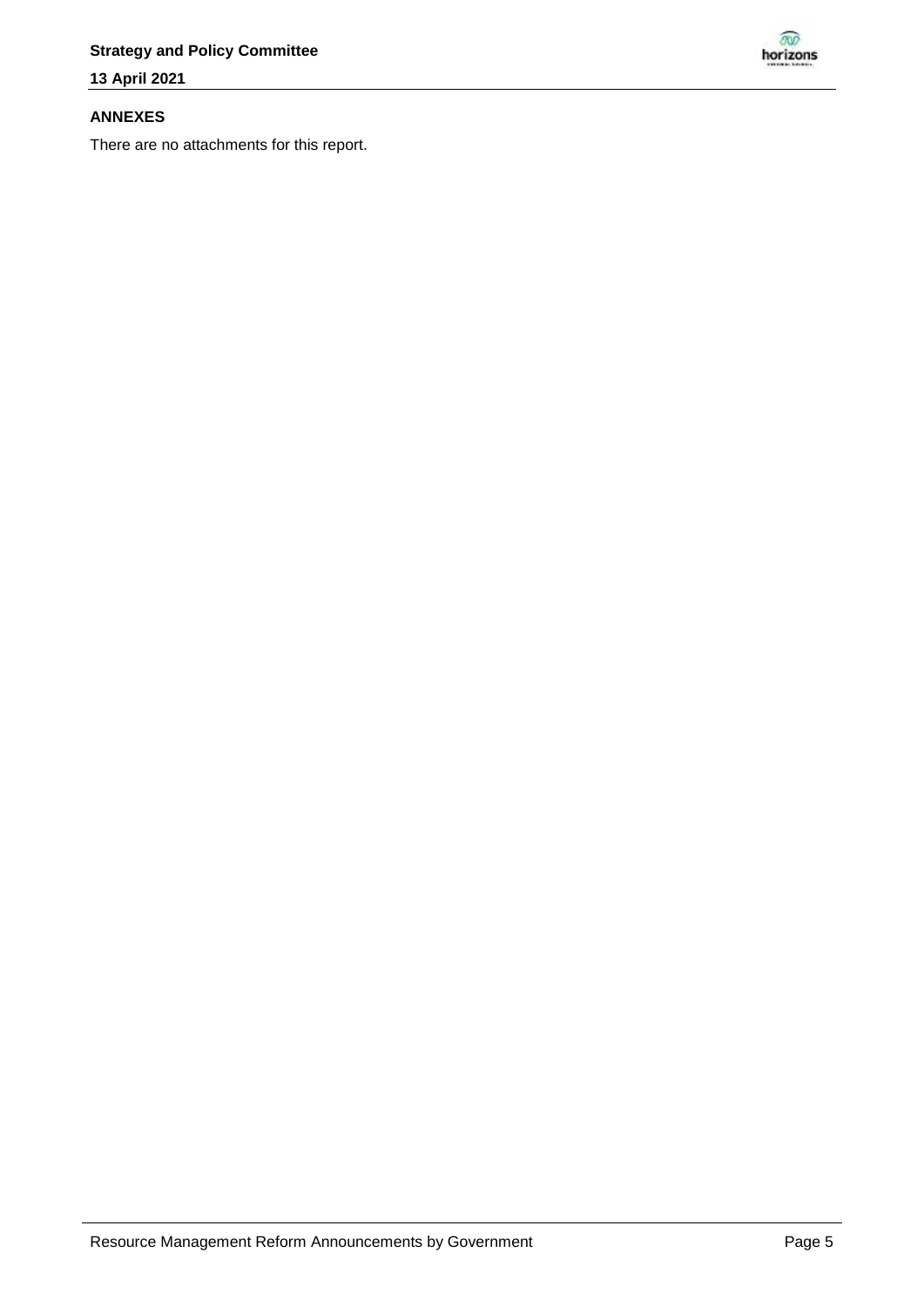## ANNEXES

There are no attachments for this report.